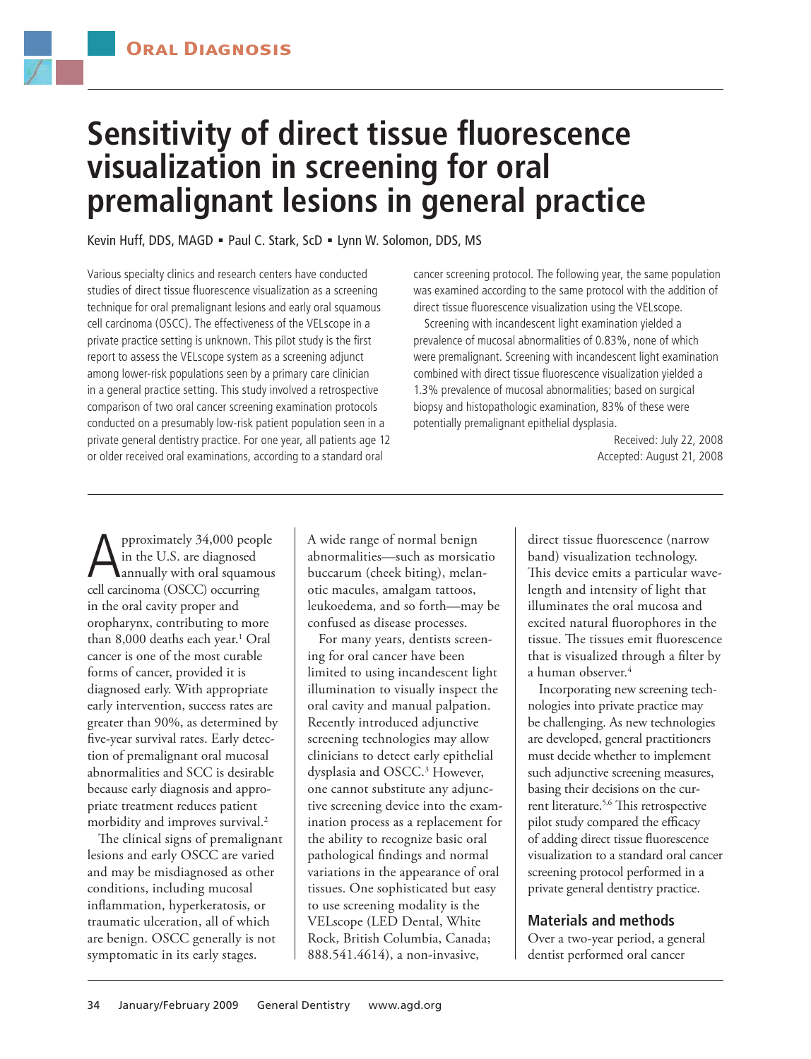Oral Diagnosis

# Sensitivity of direct tissue fluorescence visualization in screening for oral premalignant lesions in general practice

Kevin Huff, DDS, MAGD ▪ Paul C. Stark, ScD ▪ Lynn W. Solomon, DDS, MS

Various specialty clinics and research centers have conducted studies of direct tissue fluorescence visualization as a screening technique for oral premalignant lesions and early oral squamous cell carcinoma (OSCC). The effectiveness of the VELscope in a private practice setting is unknown. This pilot study is the first report to assess the VELscope system as a screening adjunct among lower-risk populations seen by a primary care clinician in a general practice setting. This study involved a retrospective comparison of two oral cancer screening examination protocols conducted on a presumably low-risk patient population seen in a private general dentistry practice. For one year, all patients age 12 or older received oral examinations, according to a standard oral cancer screening protocol. The following year, the same population was examined according to the same protocol with the addition of direct tissue fluorescence visualization using the VELscope.

Screening with incandescent light examination yielded a prevalence of mucosal abnormalities of 0.83%, none of which were premalignant. Screening with incandescent light examination combined with direct tissue fluorescence visualization yielded a 1.3% prevalence of mucosal abnormalities; based on surgical biopsy and histopathologic examination, 83% of these were potentially premalignant epithelial dysplasia.

Received: July 22, 2008
Accepted: August 21, 2008

Approximately 34,000 people in the U.S. are diagnosed annually with oral squamous cell carcinoma (OSCC) occurring in the oral cavity proper and oropharynx, contributing to more than 8,000 deaths each year.[1] Oral cancer is one of the most curable forms of cancer, provided it is diagnosed early. With appropriate early intervention, success rates are greater than 90%, as determined by five-year survival rates. Early detection of premalignant oral mucosal abnormalities and SCC is desirable because early diagnosis and appropriate treatment reduces patient morbidity and improves survival.[2]

The clinical signs of premalignant lesions and early OSCC are varied and may be misdiagnosed as other conditions, including mucosal inflammation, hyperkeratosis, or traumatic ulceration, all of which are benign. OSCC generally is not symptomatic in its early stages. A wide range of normal benign abnormalities—such as morsicatio buccarum (cheek biting), melanotic macules, amalgam tattoos, leukoedema, and so forth—may be confused as disease processes.

For many years, dentists screening for oral cancer have been limited to using incandescent light illumination to visually inspect the oral cavity and manual palpation. Recently introduced adjunctive screening technologies may allow clinicians to detect early epithelial dysplasia and OSCC.[3] However, one cannot substitute any adjunctive screening device into the examination process as a replacement for the ability to recognize basic oral pathological findings and normal variations in the appearance of oral tissues. One sophisticated but easy to use screening modality is the VELscope (LED Dental, White Rock, British Columbia, Canada; 888.541.4614), a non-invasive, direct tissue fluorescence (narrow band) visualization technology. This device emits a particular wavelength and intensity of light that illuminates the oral mucosa and excited natural fluorophores in the tissue. The tissues emit fluorescence that is visualized through a filter by a human observer.[4]

Incorporating new screening technologies into private practice may be challenging. As new technologies are developed, general practitioners must decide whether to implement such adjunctive screening measures, basing their decisions on the current literature.[5,6] This retrospective pilot study compared the efficacy of adding direct tissue fluorescence visualization to a standard oral cancer screening protocol performed in a private general dentistry practice.

## Materials and methods

Over a two-year period, a general dentist performed oral cancer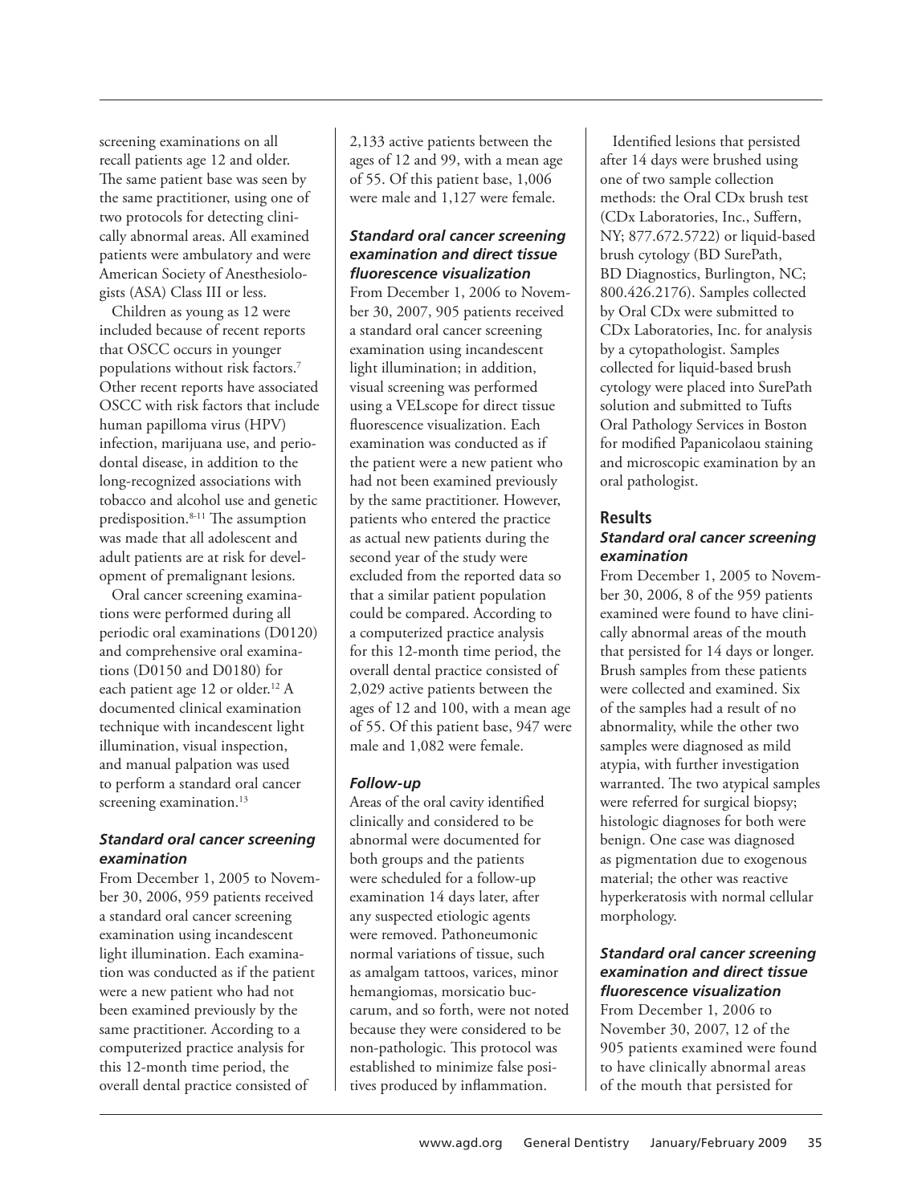screening examinations on all recall patients age 12 and older. The same patient base was seen by the same practitioner, using one of two protocols for detecting clinically abnormal areas. All examined patients were ambulatory and were American Society of Anesthesiologists (ASA) Class III or less.

Children as young as 12 were included because of recent reports that OSCC occurs in younger populations without risk factors.[7] Other recent reports have associated OSCC with risk factors that include human papilloma virus (HPV) infection, marijuana use, and periodontal disease, in addition to the long-recognized associations with tobacco and alcohol use and genetic predisposition.[8-11] The assumption was made that all adolescent and adult patients are at risk for development of premalignant lesions.

Oral cancer screening examinations were performed during all periodic oral examinations (D0120) and comprehensive oral examinations (D0150 and D0180) for each patient age 12 or older.[12] A documented clinical examination technique with incandescent light illumination, visual inspection, and manual palpation was used to perform a standard oral cancer screening examination.[13]

### *Standard oral cancer screening examination*

From December 1, 2005 to November 30, 2006, 959 patients received a standard oral cancer screening examination using incandescent light illumination. Each examination was conducted as if the patient were a new patient who had not been examined previously by the same practitioner. According to a computerized practice analysis for this 12-month time period, the overall dental practice consisted of 2,133 active patients between the ages of 12 and 99, with a mean age of 55. Of this patient base, 1,006 were male and 1,127 were female.

### *Standard oral cancer screening examination and direct tissue fluorescence visualization*

From December 1, 2006 to November 30, 2007, 905 patients received a standard oral cancer screening examination using incandescent light illumination; in addition, visual screening was performed using a VELscope for direct tissue fluorescence visualization. Each examination was conducted as if the patient were a new patient who had not been examined previously by the same practitioner. However, patients who entered the practice as actual new patients during the second year of the study were excluded from the reported data so that a similar patient population could be compared. According to a computerized practice analysis for this 12-month time period, the overall dental practice consisted of 2,029 active patients between the ages of 12 and 100, with a mean age of 55. Of this patient base, 947 were male and 1,082 were female.

### *Follow-up*

Areas of the oral cavity identified clinically and considered to be abnormal were documented for both groups and the patients were scheduled for a follow-up examination 14 days later, after any suspected etiologic agents were removed. Pathoneumonic normal variations of tissue, such as amalgam tattoos, varices, minor hemangiomas, morsicatio buccarum, and so forth, were not noted because they were considered to be non-pathologic. This protocol was established to minimize false positives produced by inflammation.

Identified lesions that persisted after 14 days were brushed using one of two sample collection methods: the Oral CDx brush test (CDx Laboratories, Inc., Suffern, NY; 877.672.5722) or liquid-based brush cytology (BD SurePath, BD Diagnostics, Burlington, NC; 800.426.2176). Samples collected by Oral CDx were submitted to CDx Laboratories, Inc. for analysis by a cytopathologist. Samples collected for liquid-based brush cytology were placed into SurePath solution and submitted to Tufts Oral Pathology Services in Boston for modified Papanicolaou staining and microscopic examination by an oral pathologist.

## Results

### *Standard oral cancer screening examination*

From December 1, 2005 to November 30, 2006, 8 of the 959 patients examined were found to have clinically abnormal areas of the mouth that persisted for 14 days or longer. Brush samples from these patients were collected and examined. Six of the samples had a result of no abnormality, while the other two samples were diagnosed as mild atypia, with further investigation warranted. The two atypical samples were referred for surgical biopsy; histologic diagnoses for both were benign. One case was diagnosed as pigmentation due to exogenous material; the other was reactive hyperkeratosis with normal cellular morphology.

### *Standard oral cancer screening examination and direct tissue fluorescence visualization*

From December 1, 2006 to November 30, 2007, 12 of the 905 patients examined were found to have clinically abnormal areas of the mouth that persisted for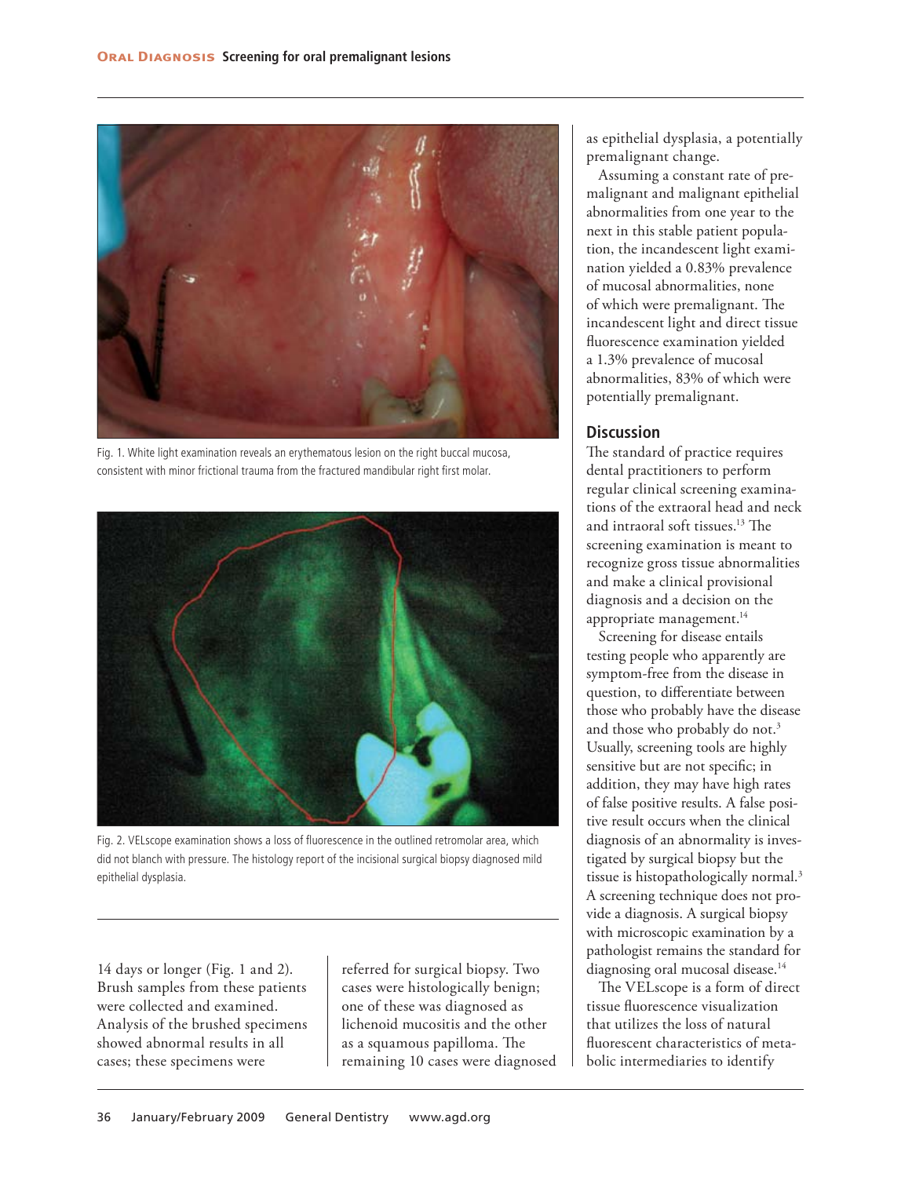Fig. 1. White light examination reveals an erythematous lesion on the right buccal mucosa, consistent with minor frictional trauma from the fractured mandibular right first molar.

Fig. 2. VELscope examination shows a loss of fluorescence in the outlined retromolar area, which did not blanch with pressure. The histology report of the incisional surgical biopsy diagnosed mild epithelial dysplasia.

14 days or longer (Fig. 1 and 2). Brush samples from these patients were collected and examined. Analysis of the brushed specimens showed abnormal results in all cases; these specimens were referred for surgical biopsy. Two cases were histologically benign; one of these was diagnosed as lichenoid mucositis and the other as a squamous papilloma. The remaining 10 cases were diagnosed as epithelial dysplasia, a potentially premalignant change.

Assuming a constant rate of premalignant and malignant epithelial abnormalities from one year to the next in this stable patient population, the incandescent light examination yielded a 0.83% prevalence of mucosal abnormalities, none of which were premalignant. The incandescent light and direct tissue fluorescence examination yielded a 1.3% prevalence of mucosal abnormalities, 83% of which were potentially premalignant.

## Discussion

The standard of practice requires dental practitioners to perform regular clinical screening examinations of the extraoral head and neck and intraoral soft tissues.[13] The screening examination is meant to recognize gross tissue abnormalities and make a clinical provisional diagnosis and a decision on the appropriate management.[14]

Screening for disease entails testing people who apparently are symptom-free from the disease in question, to differentiate between those who probably have the disease and those who probably do not.[3] Usually, screening tools are highly sensitive but are not specific; in addition, they may have high rates of false positive results. A false positive result occurs when the clinical diagnosis of an abnormality is investigated by surgical biopsy but the tissue is histopathologically normal.[3] A screening technique does not provide a diagnosis. A surgical biopsy with microscopic examination by a pathologist remains the standard for diagnosing oral mucosal disease.[14]

The VELscope is a form of direct tissue fluorescence visualization that utilizes the loss of natural fluorescent characteristics of metabolic intermediaries to identify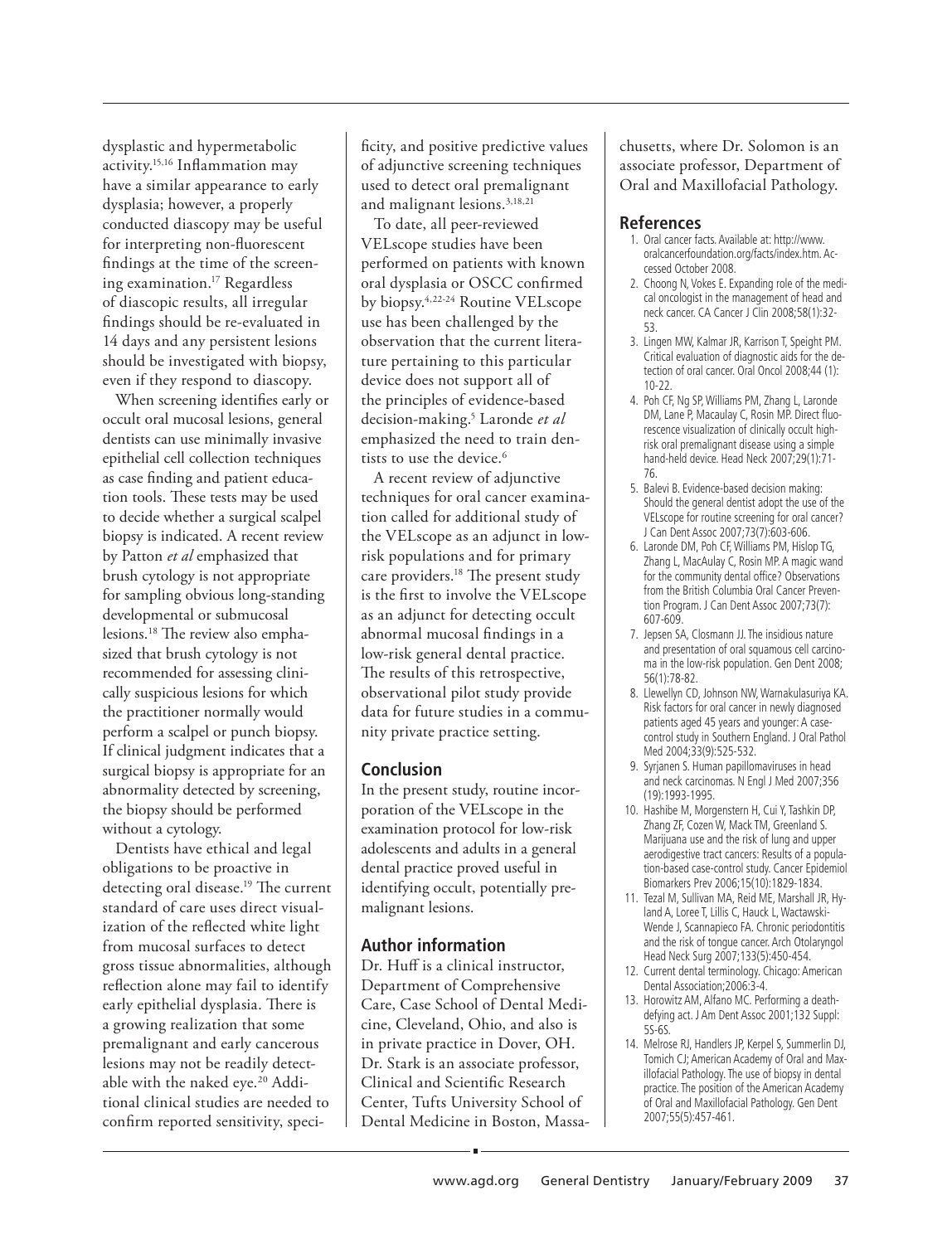dysplastic and hypermetabolic activity.[15,16] Inflammation may have a similar appearance to early dysplasia; however, a properly conducted diascopy may be useful for interpreting non-fluorescent findings at the time of the screening examination.[17] Regardless of diascopic results, all irregular findings should be re-evaluated in 14 days and any persistent lesions should be investigated with biopsy, even if they respond to diascopy.

When screening identifies early or occult oral mucosal lesions, general dentists can use minimally invasive epithelial cell collection techniques as case finding and patient education tools. These tests may be used to decide whether a surgical scalpel biopsy is indicated. A recent review by Patton *et al* emphasized that brush cytology is not appropriate for sampling obvious long-standing developmental or submucosal lesions.[18] The review also emphasized that brush cytology is not recommended for assessing clinically suspicious lesions for which the practitioner normally would perform a scalpel or punch biopsy. If clinical judgment indicates that a surgical biopsy is appropriate for an abnormality detected by screening, the biopsy should be performed without a cytology.

Dentists have ethical and legal obligations to be proactive in detecting oral disease.[19] The current standard of care uses direct visualization of the reflected white light from mucosal surfaces to detect gross tissue abnormalities, although reflection alone may fail to identify early epithelial dysplasia. There is a growing realization that some premalignant and early cancerous lesions may not be readily detectable with the naked eye.[20] Additional clinical studies are needed to confirm reported sensitivity, specificity, and positive predictive values of adjunctive screening techniques used to detect oral premalignant and malignant lesions.[3,18,21]

To date, all peer-reviewed VELscope studies have been performed on patients with known oral dysplasia or OSCC confirmed by biopsy.[4,22-24] Routine VELscope use has been challenged by the observation that the current literature pertaining to this particular device does not support all of the principles of evidence-based decision-making.[5] Laronde *et al* emphasized the need to train dentists to use the device.[6]

A recent review of adjunctive techniques for oral cancer examination called for additional study of the VELscope as an adjunct in low-risk populations and for primary care providers.[18] The present study is the first to involve the VELscope as an adjunct for detecting occult abnormal mucosal findings in a low-risk general dental practice. The results of this retrospective, observational pilot study provide data for future studies in a community private practice setting.

## Conclusion

In the present study, routine incorporation of the VELscope in the examination protocol for low-risk adolescents and adults in a general dental practice proved useful in identifying occult, potentially premalignant lesions.

## Author information

Dr. Huff is a clinical instructor, Department of Comprehensive Care, Case School of Dental Medicine, Cleveland, Ohio, and also is in private practice in Dover, OH. Dr. Stark is an associate professor, Clinical and Scientific Research Center, Tufts University School of Dental Medicine in Boston, Massachusetts, where Dr. Solomon is an associate professor, Department of Oral and Maxillofacial Pathology.

## References

1. Oral cancer facts. Available at: http://www.oralcancerfoundation.org/facts/index.htm. Accessed October 2008.
2. Choong N, Vokes E. Expanding role of the medical oncologist in the management of head and neck cancer. CA Cancer J Clin 2008;58(1):32-53.
3. Lingen MW, Kalmar JR, Karrison T, Speight PM. Critical evaluation of diagnostic aids for the detection of oral cancer. Oral Oncol 2008;44 (1): 10-22.
4. Poh CF, Ng SP, Williams PM, Zhang L, Laronde DM, Lane P, Macaulay C, Rosin MP. Direct fluorescence visualization of clinically occult high-risk oral premalignant disease using a simple hand-held device. Head Neck 2007;29(1):71-76.
5. Balevi B. Evidence-based decision making: Should the general dentist adopt the use of the VELscope for routine screening for oral cancer? J Can Dent Assoc 2007;73(7):603-606.
6. Laronde DM, Poh CF, Williams PM, Hislop TG, Zhang L, MacAulay C, Rosin MP. A magic wand for the community dental office? Observations from the British Columbia Oral Cancer Prevention Program. J Can Dent Assoc 2007;73(7): 607-609.
7. Jepsen SA, Closmann JJ. The insidious nature and presentation of oral squamous cell carcinoma in the low-risk population. Gen Dent 2008; 56(1):78-82.
8. Llewellyn CD, Johnson NW, Warnakulasuriya KA. Risk factors for oral cancer in newly diagnosed patients aged 45 years and younger: A case-control study in Southern England. J Oral Pathol Med 2004;33(9):525-532.
9. Syrjanen S. Human papillomaviruses in head and neck carcinomas. N Engl J Med 2007;356 (19):1993-1995.
10. Hashibe M, Morgenstern H, Cui Y, Tashkin DP, Zhang ZF, Cozen W, Mack TM, Greenland S. Marijuana use and the risk of lung and upper aerodigestive tract cancers: Results of a population-based case-control study. Cancer Epidemiol Biomarkers Prev 2006;15(10):1829-1834.
11. Tezal M, Sullivan MA, Reid ME, Marshall JR, Hyland A, Loree T, Lillis C, Hauck L, Wactawski-Wende J, Scannapieco FA. Chronic periodontitis and the risk of tongue cancer. Arch Otolaryngol Head Neck Surg 2007;133(5):450-454.
12. Current dental terminology. Chicago: American Dental Association;2006:3-4.
13. Horowitz AM, Alfano MC. Performing a death-defying act. J Am Dent Assoc 2001;132 Suppl: 5S-6S.
14. Melrose RJ, Handlers JP, Kerpel S, Summerlin DJ, Tomich CJ; American Academy of Oral and Maxillofacial Pathology. The use of biopsy in dental practice. The position of the American Academy of Oral and Maxillofacial Pathology. Gen Dent 2007;55(5):457-461.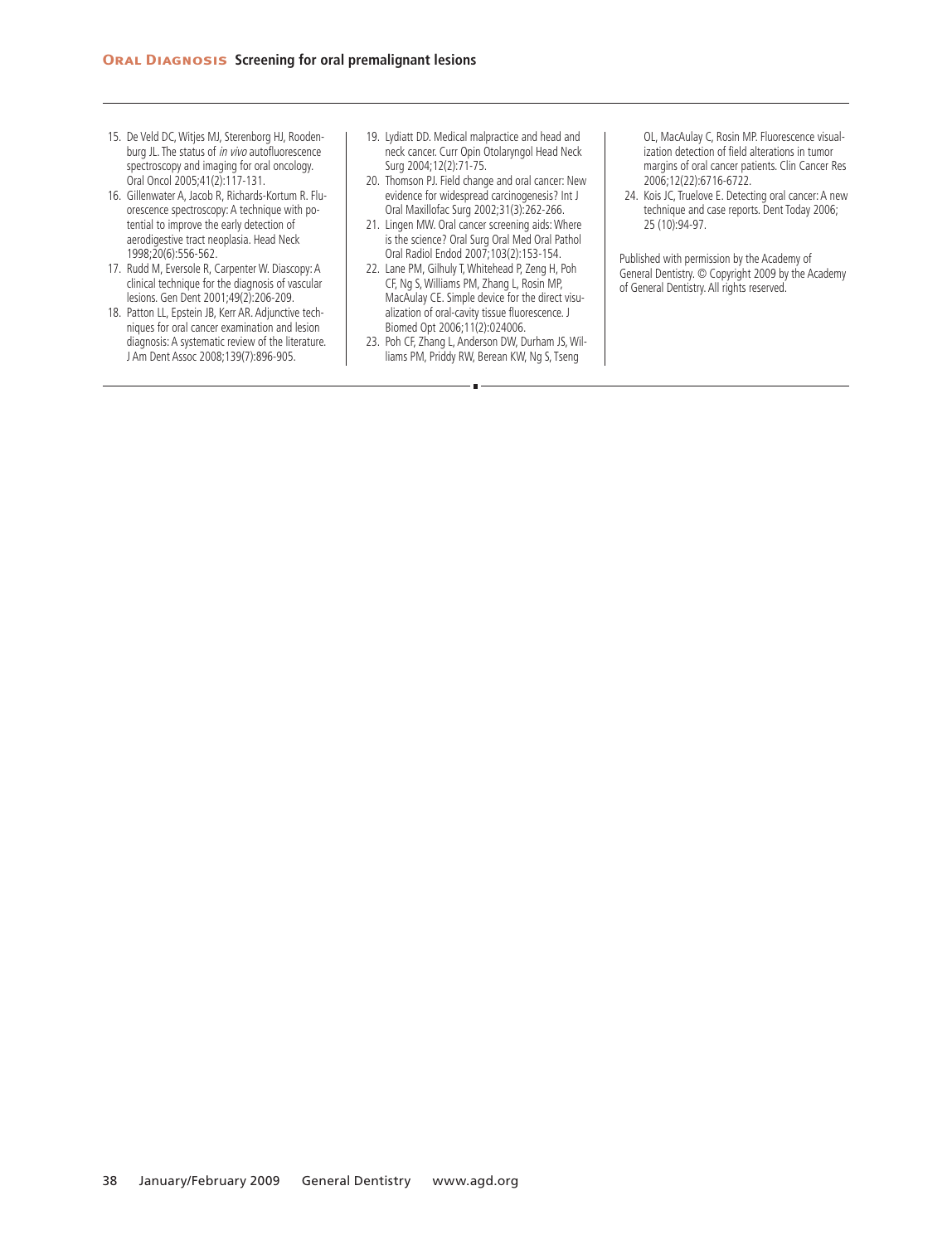15. De Veld DC, Witjes MJ, Sterenborg HJ, Roodenburg JL. The status of *in vivo* autofluorescence spectroscopy and imaging for oral oncology. Oral Oncol 2005;41(2):117-131.
16. Gillenwater A, Jacob R, Richards-Kortum R. Fluorescence spectroscopy: A technique with potential to improve the early detection of aerodigestive tract neoplasia. Head Neck 1998;20(6):556-562.
17. Rudd M, Eversole R, Carpenter W. Diascopy: A clinical technique for the diagnosis of vascular lesions. Gen Dent 2001;49(2):206-209.
18. Patton LL, Epstein JB, Kerr AR. Adjunctive techniques for oral cancer examination and lesion diagnosis: A systematic review of the literature. J Am Dent Assoc 2008;139(7):896-905.
19. Lydiatt DD. Medical malpractice and head and neck cancer. Curr Opin Otolaryngol Head Neck Surg 2004;12(2):71-75.
20. Thomson PJ. Field change and oral cancer: New evidence for widespread carcinogenesis? Int J Oral Maxillofac Surg 2002;31(3):262-266.
21. Lingen MW. Oral cancer screening aids: Where is the science? Oral Surg Oral Med Oral Pathol Oral Radiol Endod 2007;103(2):153-154.
22. Lane PM, Gilhuly T, Whitehead P, Zeng H, Poh CF, Ng S, Williams PM, Zhang L, Rosin MP, MacAulay CE. Simple device for the direct visualization of oral-cavity tissue fluorescence. J Biomed Opt 2006;11(2):024006.
23. Poh CF, Zhang L, Anderson DW, Durham JS, Williams PM, Priddy RW, Berean KW, Ng S, Tseng OL, MacAulay C, Rosin MP. Fluorescence visualization detection of field alterations in tumor margins of oral cancer patients. Clin Cancer Res 2006;12(22):6716-6722.
24. Kois JC, Truelove E. Detecting oral cancer: A new technique and case reports. Dent Today 2006; 25 (10):94-97.

Published with permission by the Academy of General Dentistry. © Copyright 2009 by the Academy of General Dentistry. All rights reserved.